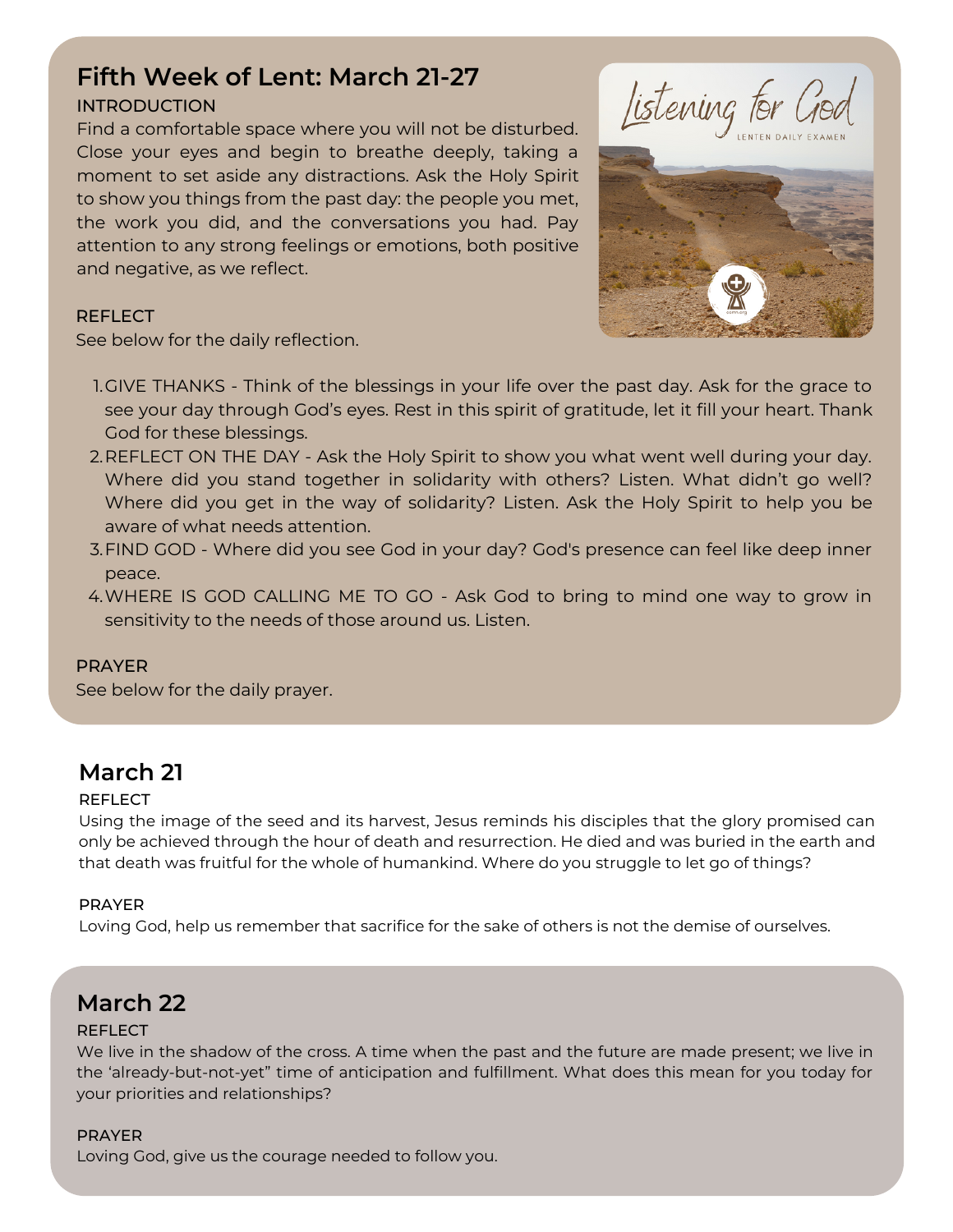## Fifth Week of Lent: March 21-27

INTRODUCTION

Find a comfortable space where you will not be disturbed. Close your eyes and begin to breathe deeply, taking a moment to set aside any distractions. Ask the Holy Spirit to show you things from the past day: the people you met, the work you did, and the conversations you had. Pay attention to any strong feelings or emotions, both positive and negative, as we reflect.

REFLECT

See below for the daily reflection.

1. GIVE THANKS - Think of the blessings in your life over the past day. Ask for the grace to see your day through God's eyes. Rest in this spirit of gratitude, let it fill your heart. Thank God for these blessings.
2. REFLECT ON THE DAY - Ask the Holy Spirit to show you what went well during your day. Where did you stand together in solidarity with others? Listen. What didn't go well? Where did you get in the way of solidarity? Listen. Ask the Holy Spirit to help you be aware of what needs attention.
3. FIND GOD - Where did you see God in your day? God's presence can feel like deep inner peace.
4. WHERE IS GOD CALLING ME TO GO - Ask God to bring to mind one way to grow in sensitivity to the needs of those around us. Listen.

PRAYER

See below for the daily prayer.

## March 21

REFLECT

Using the image of the seed and its harvest, Jesus reminds his disciples that the glory promised can only be achieved through the hour of death and resurrection. He died and was buried in the earth and that death was fruitful for the whole of humankind. Where do you struggle to let go of things?

PRAYER

Loving God, help us remember that sacrifice for the sake of others is not the demise of ourselves.

## March 22

REFLECT

We live in the shadow of the cross. A time when the past and the future are made present; we live in the 'already-but-not-yet" time of anticipation and fulfillment. What does this mean for you today for your priorities and relationships?

PRAYER

Loving God, give us the courage needed to follow you.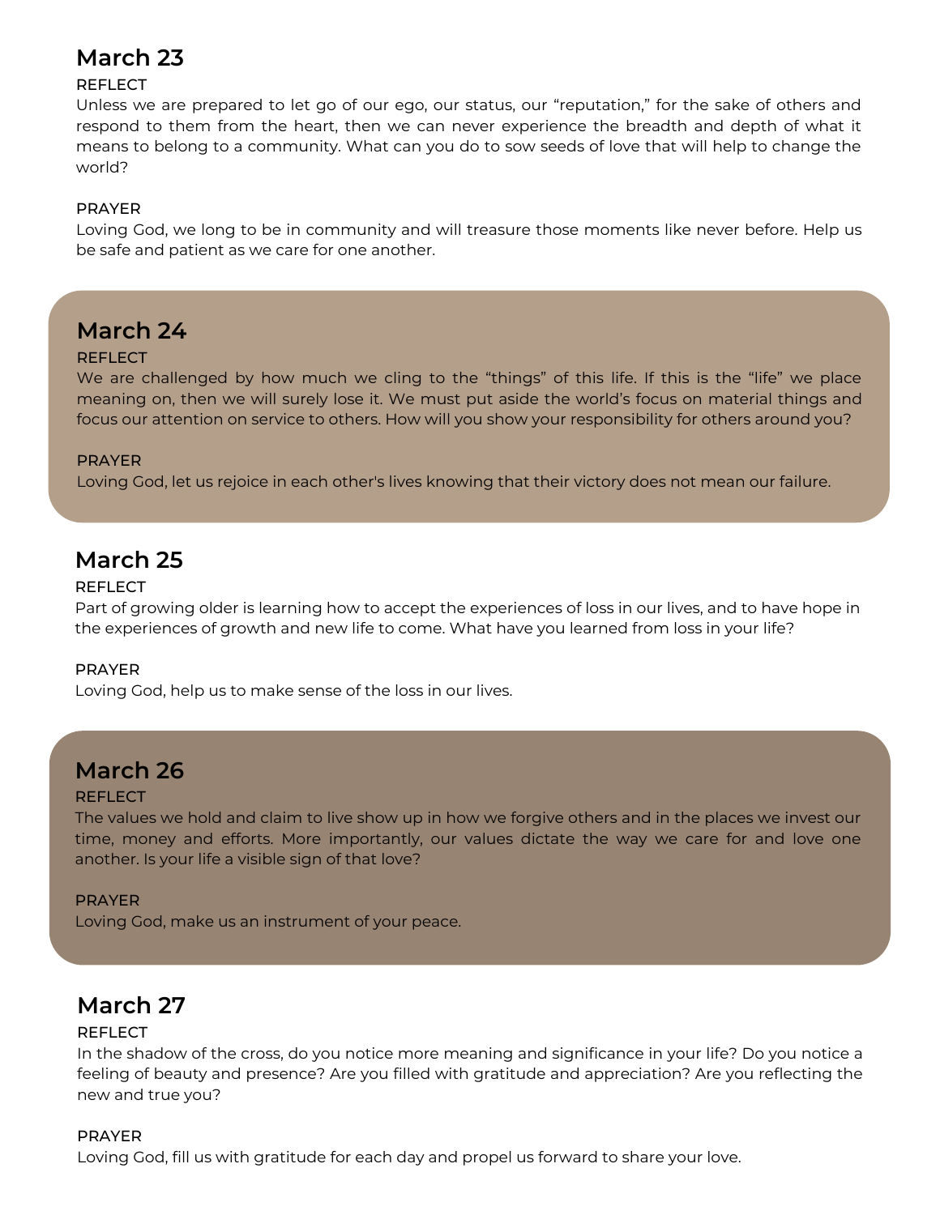## March 23

REFLECT

Unless we are prepared to let go of our ego, our status, our "reputation," for the sake of others and respond to them from the heart, then we can never experience the breadth and depth of what it means to belong to a community. What can you do to sow seeds of love that will help to change the world?

PRAYER

Loving God, we long to be in community and will treasure those moments like never before. Help us be safe and patient as we care for one another.

## March 24

REFLECT

We are challenged by how much we cling to the "things" of this life. If this is the "life" we place meaning on, then we will surely lose it. We must put aside the world's focus on material things and focus our attention on service to others. How will you show your responsibility for others around you?

PRAYER

Loving God, let us rejoice in each other's lives knowing that their victory does not mean our failure.

## March 25

REFLECT

Part of growing older is learning how to accept the experiences of loss in our lives, and to have hope in the experiences of growth and new life to come. What have you learned from loss in your life?

PRAYER

Loving God, help us to make sense of the loss in our lives.

## March 26

REFLECT

The values we hold and claim to live show up in how we forgive others and in the places we invest our time, money and efforts. More importantly, our values dictate the way we care for and love one another. Is your life a visible sign of that love?

PRAYER

Loving God, make us an instrument of your peace.

## March 27

REFLECT

In the shadow of the cross, do you notice more meaning and significance in your life? Do you notice a feeling of beauty and presence? Are you filled with gratitude and appreciation? Are you reflecting the new and true you?

PRAYER

Loving God, fill us with gratitude for each day and propel us forward to share your love.